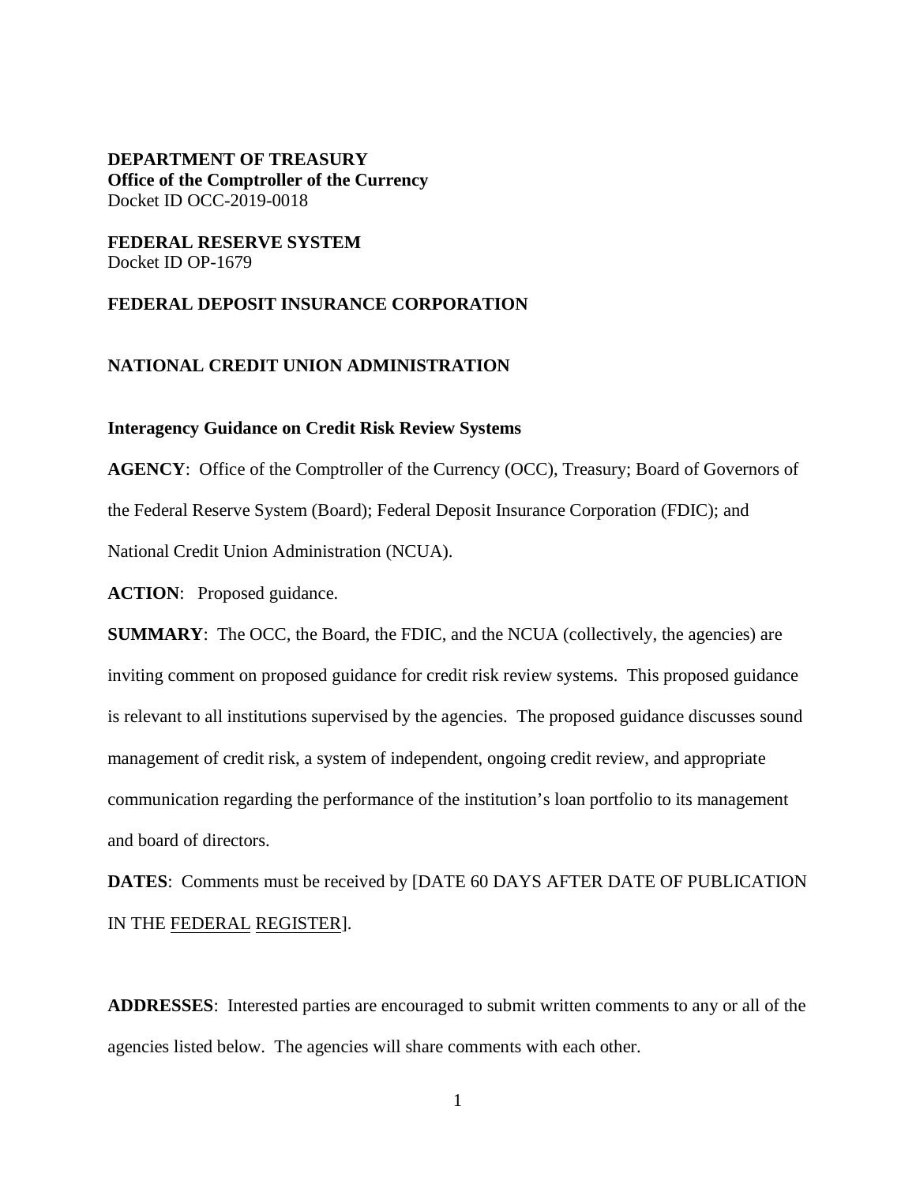**DEPARTMENT OF TREASURY**
**Office of the Comptroller of the Currency**
Docket ID OCC-2019-0018

**FEDERAL RESERVE SYSTEM**
Docket ID OP-1679

**FEDERAL DEPOSIT INSURANCE CORPORATION**

**NATIONAL CREDIT UNION ADMINISTRATION**

**Interagency Guidance on Credit Risk Review Systems**

**AGENCY**: Office of the Comptroller of the Currency (OCC), Treasury; Board of Governors of the Federal Reserve System (Board); Federal Deposit Insurance Corporation (FDIC); and National Credit Union Administration (NCUA).

**ACTION**: Proposed guidance.

**SUMMARY**: The OCC, the Board, the FDIC, and the NCUA (collectively, the agencies) are inviting comment on proposed guidance for credit risk review systems. This proposed guidance is relevant to all institutions supervised by the agencies. The proposed guidance discusses sound management of credit risk, a system of independent, ongoing credit review, and appropriate communication regarding the performance of the institution's loan portfolio to its management and board of directors.

**DATES**: Comments must be received by [DATE 60 DAYS AFTER DATE OF PUBLICATION IN THE FEDERAL REGISTER].

**ADDRESSES**: Interested parties are encouraged to submit written comments to any or all of the agencies listed below. The agencies will share comments with each other.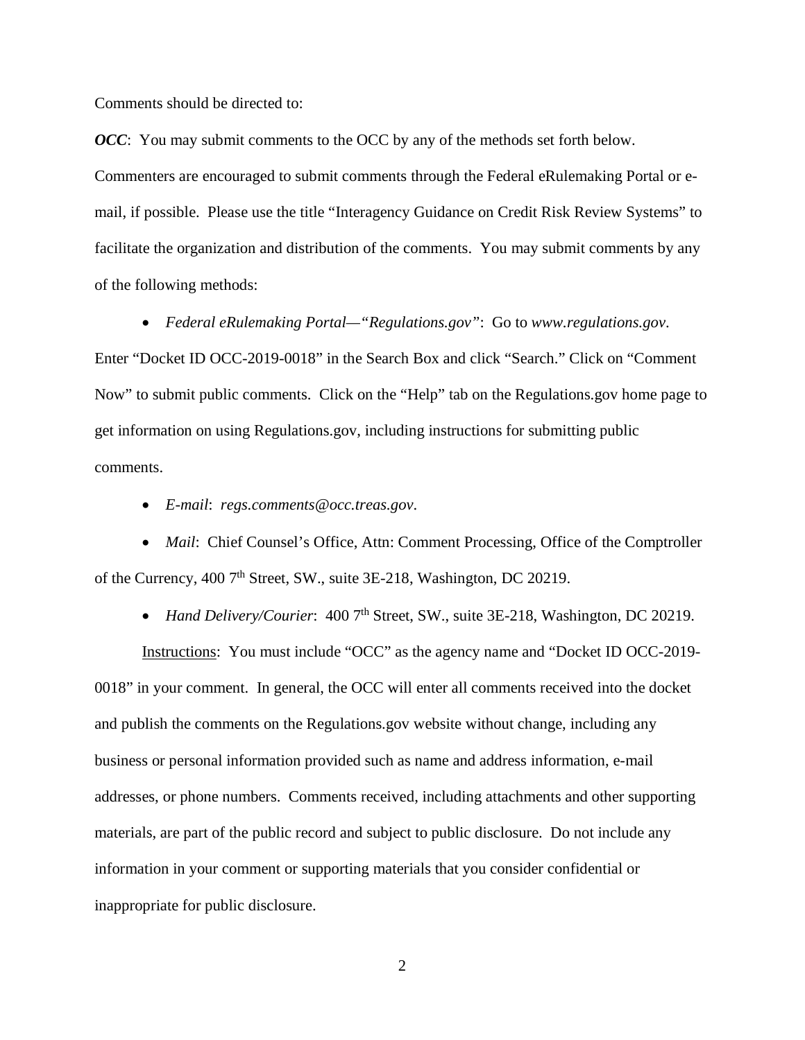Comments should be directed to:

***OCC***: You may submit comments to the OCC by any of the methods set forth below. Commenters are encouraged to submit comments through the Federal eRulemaking Portal or e-mail, if possible. Please use the title "Interagency Guidance on Credit Risk Review Systems" to facilitate the organization and distribution of the comments. You may submit comments by any of the following methods:

- *Federal eRulemaking Portal—"Regulations.gov"*: Go to *www.regulations.gov*. Enter "Docket ID OCC-2019-0018" in the Search Box and click "Search." Click on "Comment Now" to submit public comments. Click on the "Help" tab on the Regulations.gov home page to get information on using Regulations.gov, including instructions for submitting public comments.

- *E-mail*: *regs.comments@occ.treas.gov*.

- *Mail*: Chief Counsel's Office, Attn: Comment Processing, Office of the Comptroller of the Currency, 400 7th Street, SW., suite 3E-218, Washington, DC 20219.

- *Hand Delivery/Courier*: 400 7th Street, SW., suite 3E-218, Washington, DC 20219.

Instructions: You must include "OCC" as the agency name and "Docket ID OCC-2019-0018" in your comment. In general, the OCC will enter all comments received into the docket and publish the comments on the Regulations.gov website without change, including any business or personal information provided such as name and address information, e-mail addresses, or phone numbers. Comments received, including attachments and other supporting materials, are part of the public record and subject to public disclosure. Do not include any information in your comment or supporting materials that you consider confidential or inappropriate for public disclosure.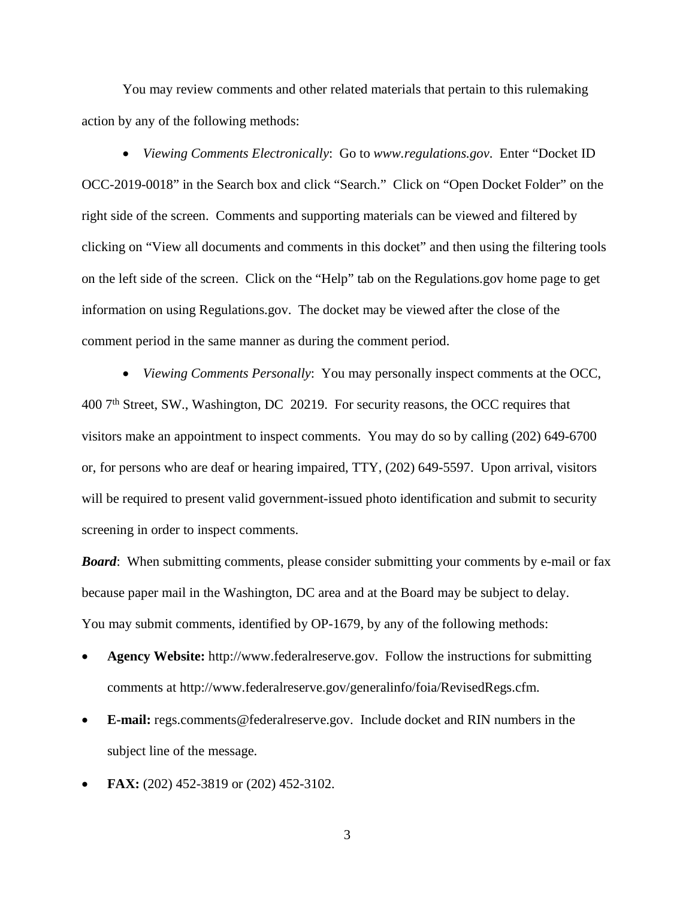You may review comments and other related materials that pertain to this rulemaking action by any of the following methods:

- *Viewing Comments Electronically*: Go to *www.regulations.gov*. Enter "Docket ID OCC-2019-0018" in the Search box and click "Search." Click on "Open Docket Folder" on the right side of the screen. Comments and supporting materials can be viewed and filtered by clicking on "View all documents and comments in this docket" and then using the filtering tools on the left side of the screen. Click on the "Help" tab on the Regulations.gov home page to get information on using Regulations.gov. The docket may be viewed after the close of the comment period in the same manner as during the comment period.

- *Viewing Comments Personally*: You may personally inspect comments at the OCC, 400 7th Street, SW., Washington, DC 20219. For security reasons, the OCC requires that visitors make an appointment to inspect comments. You may do so by calling (202) 649-6700 or, for persons who are deaf or hearing impaired, TTY, (202) 649-5597. Upon arrival, visitors will be required to present valid government-issued photo identification and submit to security screening in order to inspect comments.

***Board***: When submitting comments, please consider submitting your comments by e-mail or fax because paper mail in the Washington, DC area and at the Board may be subject to delay. You may submit comments, identified by OP-1679, by any of the following methods:

- **Agency Website:** http://www.federalreserve.gov. Follow the instructions for submitting comments at http://www.federalreserve.gov/generalinfo/foia/RevisedRegs.cfm.
- **E-mail:** regs.comments@federalreserve.gov. Include docket and RIN numbers in the subject line of the message.
- **FAX:** (202) 452-3819 or (202) 452-3102.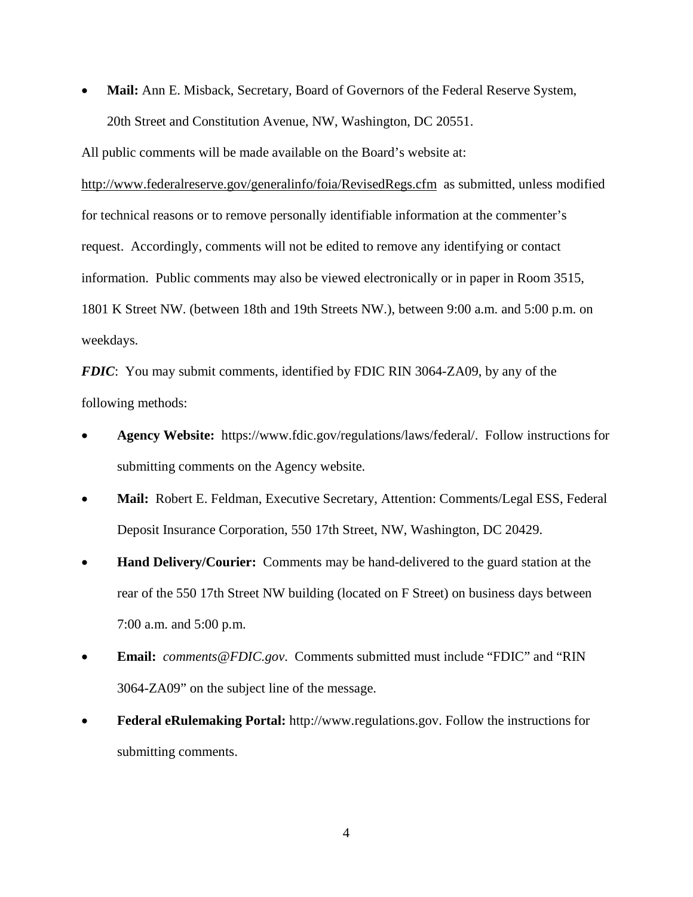- **Mail:** Ann E. Misback, Secretary, Board of Governors of the Federal Reserve System, 20th Street and Constitution Avenue, NW, Washington, DC 20551.

All public comments will be made available on the Board's website at: http://www.federalreserve.gov/generalinfo/foia/RevisedRegs.cfm as submitted, unless modified for technical reasons or to remove personally identifiable information at the commenter's request. Accordingly, comments will not be edited to remove any identifying or contact information. Public comments may also be viewed electronically or in paper in Room 3515, 1801 K Street NW. (between 18th and 19th Streets NW.), between 9:00 a.m. and 5:00 p.m. on weekdays.

***FDIC***: You may submit comments, identified by FDIC RIN 3064-ZA09, by any of the following methods:

- **Agency Website:** https://www.fdic.gov/regulations/laws/federal/. Follow instructions for submitting comments on the Agency website.
- **Mail:** Robert E. Feldman, Executive Secretary, Attention: Comments/Legal ESS, Federal Deposit Insurance Corporation, 550 17th Street, NW, Washington, DC 20429.
- **Hand Delivery/Courier:** Comments may be hand-delivered to the guard station at the rear of the 550 17th Street NW building (located on F Street) on business days between 7:00 a.m. and 5:00 p.m.
- **Email:** *comments@FDIC.gov*. Comments submitted must include "FDIC" and "RIN 3064-ZA09" on the subject line of the message.
- **Federal eRulemaking Portal:** http://www.regulations.gov. Follow the instructions for submitting comments.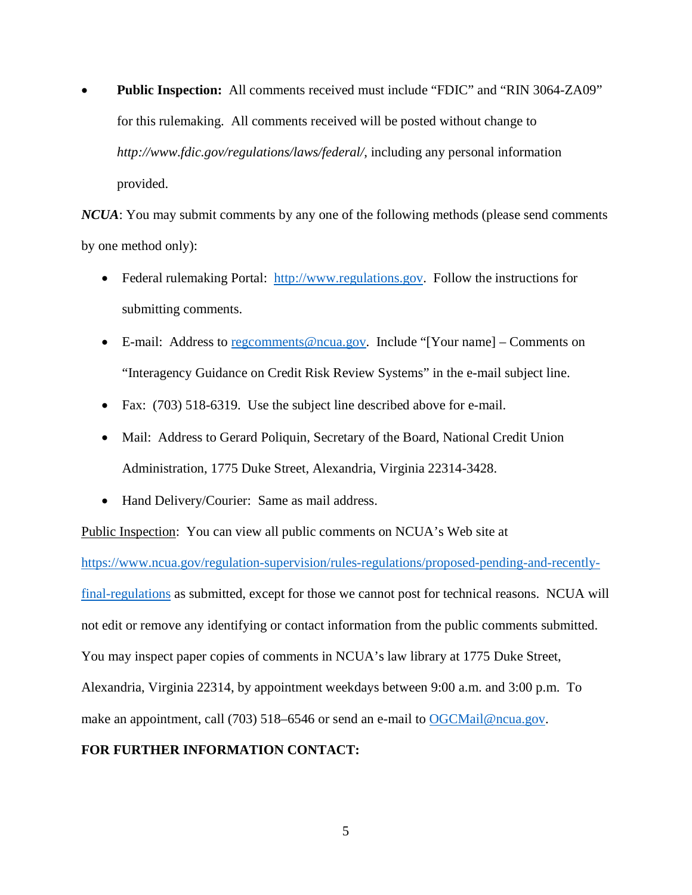- **Public Inspection:** All comments received must include "FDIC" and "RIN 3064-ZA09" for this rulemaking. All comments received will be posted without change to *http://www.fdic.gov/regulations/laws/federal/*, including any personal information provided.

***NCUA***: You may submit comments by any one of the following methods (please send comments by one method only):

- Federal rulemaking Portal: http://www.regulations.gov. Follow the instructions for submitting comments.
- E-mail: Address to regcomments@ncua.gov. Include "[Your name] – Comments on "Interagency Guidance on Credit Risk Review Systems" in the e-mail subject line.
- Fax: (703) 518-6319. Use the subject line described above for e-mail.
- Mail: Address to Gerard Poliquin, Secretary of the Board, National Credit Union Administration, 1775 Duke Street, Alexandria, Virginia 22314-3428.
- Hand Delivery/Courier: Same as mail address.

Public Inspection: You can view all public comments on NCUA's Web site at https://www.ncua.gov/regulation-supervision/rules-regulations/proposed-pending-and-recently-final-regulations as submitted, except for those we cannot post for technical reasons. NCUA will not edit or remove any identifying or contact information from the public comments submitted. You may inspect paper copies of comments in NCUA's law library at 1775 Duke Street, Alexandria, Virginia 22314, by appointment weekdays between 9:00 a.m. and 3:00 p.m. To make an appointment, call (703) 518–6546 or send an e-mail to OGCMail@ncua.gov.

**FOR FURTHER INFORMATION CONTACT:**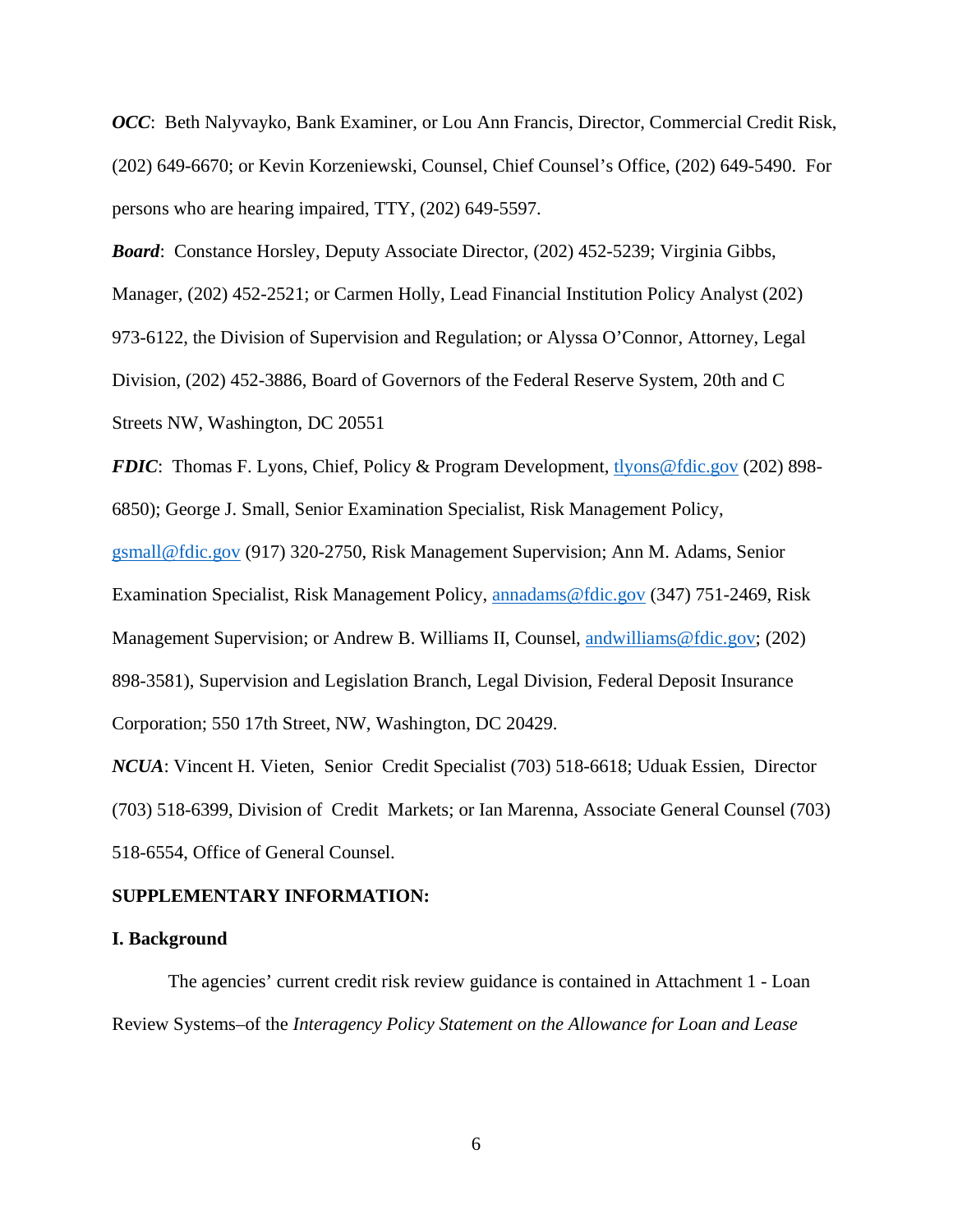***OCC***: Beth Nalyvayko, Bank Examiner, or Lou Ann Francis, Director, Commercial Credit Risk, (202) 649-6670; or Kevin Korzeniewski, Counsel, Chief Counsel's Office, (202) 649-5490. For persons who are hearing impaired, TTY, (202) 649-5597.

***Board***: Constance Horsley, Deputy Associate Director, (202) 452-5239; Virginia Gibbs, Manager, (202) 452-2521; or Carmen Holly, Lead Financial Institution Policy Analyst (202) 973-6122, the Division of Supervision and Regulation; or Alyssa O'Connor, Attorney, Legal Division, (202) 452-3886, Board of Governors of the Federal Reserve System, 20th and C Streets NW, Washington, DC 20551

***FDIC***: Thomas F. Lyons, Chief, Policy & Program Development, tlyons@fdic.gov (202) 898-6850); George J. Small, Senior Examination Specialist, Risk Management Policy, gsmall@fdic.gov (917) 320-2750, Risk Management Supervision; Ann M. Adams, Senior Examination Specialist, Risk Management Policy, annadams@fdic.gov (347) 751-2469, Risk Management Supervision; or Andrew B. Williams II, Counsel, andwilliams@fdic.gov; (202) 898-3581), Supervision and Legislation Branch, Legal Division, Federal Deposit Insurance Corporation; 550 17th Street, NW, Washington, DC 20429.

***NCUA***: Vincent H. Vieten, Senior Credit Specialist (703) 518-6618; Uduak Essien, Director (703) 518-6399, Division of Credit Markets; or Ian Marenna, Associate General Counsel (703) 518-6554, Office of General Counsel.

**SUPPLEMENTARY INFORMATION:**

**I. Background**

The agencies' current credit risk review guidance is contained in Attachment 1 - Loan Review Systems–of the *Interagency Policy Statement on the Allowance for Loan and Lease*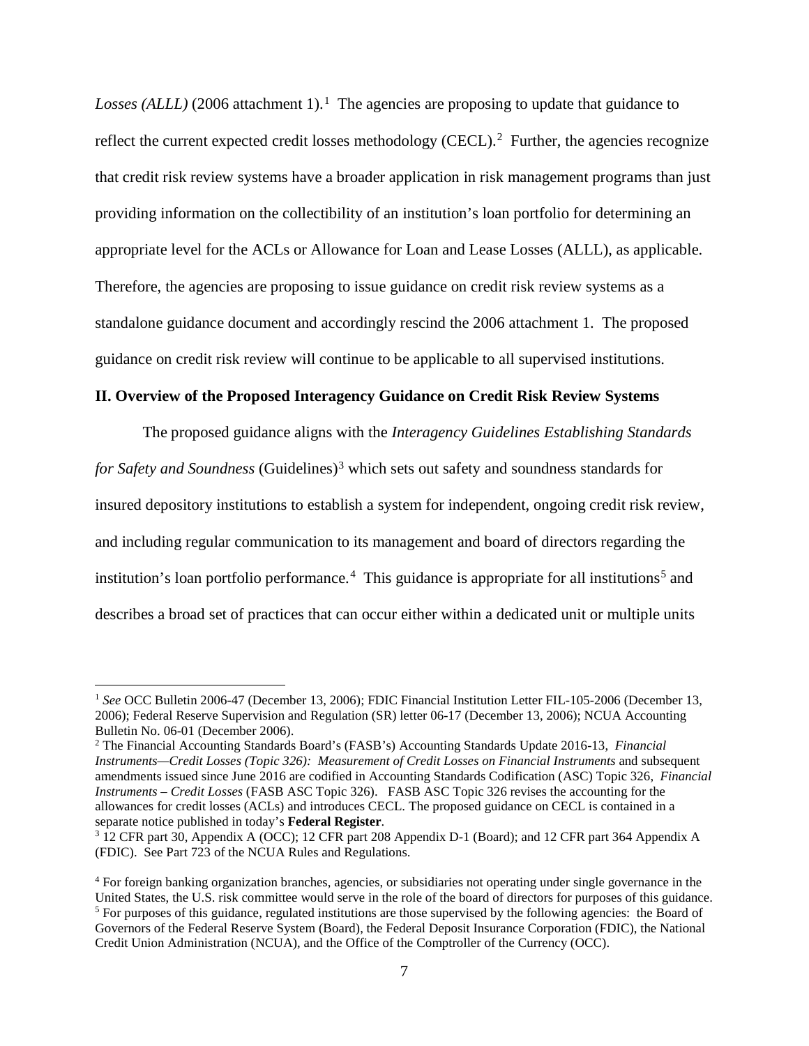*Losses (ALLL)* (2006 attachment 1).[1] The agencies are proposing to update that guidance to reflect the current expected credit losses methodology (CECL).[2] Further, the agencies recognize that credit risk review systems have a broader application in risk management programs than just providing information on the collectibility of an institution's loan portfolio for determining an appropriate level for the ACLs or Allowance for Loan and Lease Losses (ALLL), as applicable. Therefore, the agencies are proposing to issue guidance on credit risk review systems as a standalone guidance document and accordingly rescind the 2006 attachment 1. The proposed guidance on credit risk review will continue to be applicable to all supervised institutions.

## II. Overview of the Proposed Interagency Guidance on Credit Risk Review Systems

The proposed guidance aligns with the *Interagency Guidelines Establishing Standards for Safety and Soundness* (Guidelines)[3] which sets out safety and soundness standards for insured depository institutions to establish a system for independent, ongoing credit risk review, and including regular communication to its management and board of directors regarding the institution's loan portfolio performance.[4] This guidance is appropriate for all institutions[5] and describes a broad set of practices that can occur either within a dedicated unit or multiple units

---

[1] *See* OCC Bulletin 2006-47 (December 13, 2006); FDIC Financial Institution Letter FIL-105-2006 (December 13, 2006); Federal Reserve Supervision and Regulation (SR) letter 06-17 (December 13, 2006); NCUA Accounting Bulletin No. 06-01 (December 2006).

[2] The Financial Accounting Standards Board's (FASB's) Accounting Standards Update 2016-13, *Financial Instruments—Credit Losses (Topic 326): Measurement of Credit Losses on Financial Instruments* and subsequent amendments issued since June 2016 are codified in Accounting Standards Codification (ASC) Topic 326, *Financial Instruments – Credit Losses* (FASB ASC Topic 326). FASB ASC Topic 326 revises the accounting for the allowances for credit losses (ACLs) and introduces CECL. The proposed guidance on CECL is contained in a separate notice published in today's **Federal Register**.

[3] 12 CFR part 30, Appendix A (OCC); 12 CFR part 208 Appendix D-1 (Board); and 12 CFR part 364 Appendix A (FDIC). See Part 723 of the NCUA Rules and Regulations.

[4] For foreign banking organization branches, agencies, or subsidiaries not operating under single governance in the United States, the U.S. risk committee would serve in the role of the board of directors for purposes of this guidance.

[5] For purposes of this guidance, regulated institutions are those supervised by the following agencies: the Board of Governors of the Federal Reserve System (Board), the Federal Deposit Insurance Corporation (FDIC), the National Credit Union Administration (NCUA), and the Office of the Comptroller of the Currency (OCC).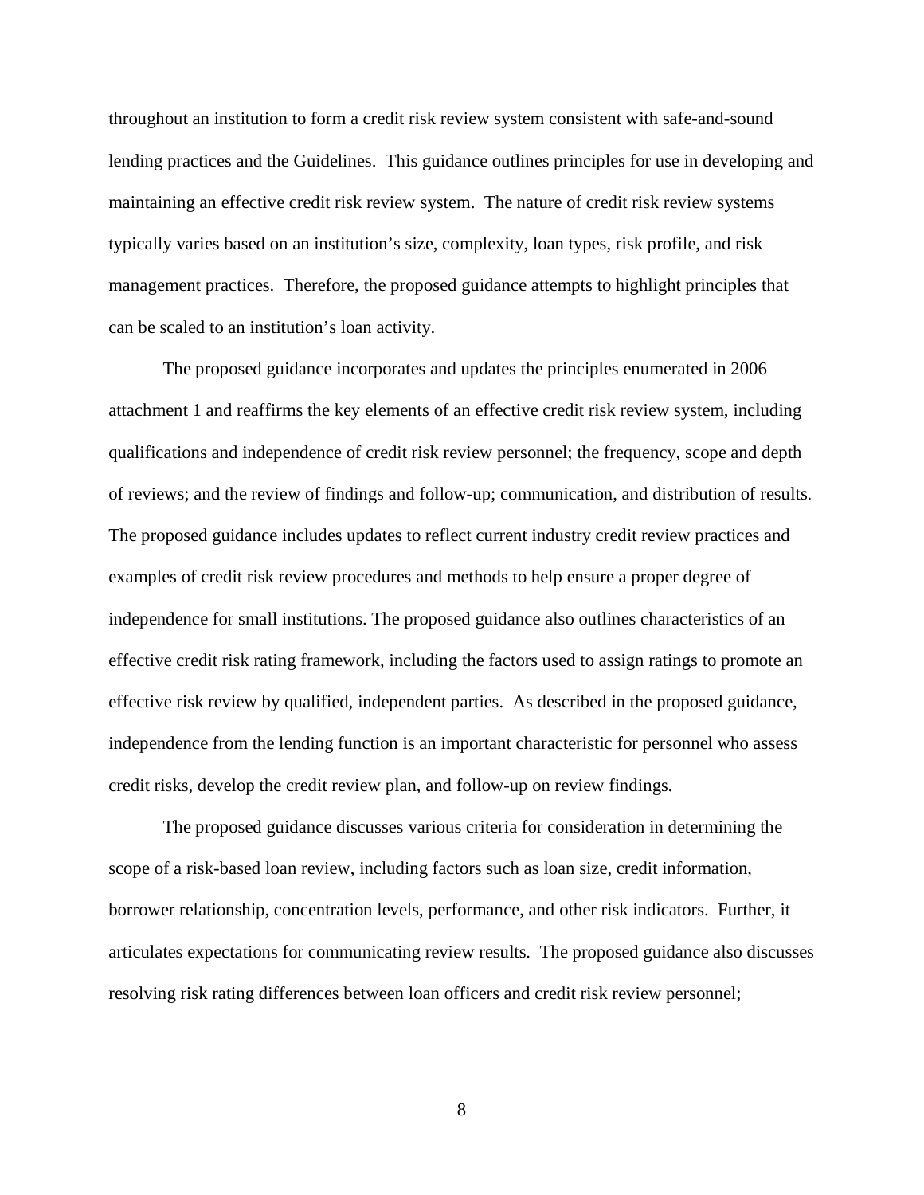throughout an institution to form a credit risk review system consistent with safe-and-sound lending practices and the Guidelines. This guidance outlines principles for use in developing and maintaining an effective credit risk review system. The nature of credit risk review systems typically varies based on an institution's size, complexity, loan types, risk profile, and risk management practices. Therefore, the proposed guidance attempts to highlight principles that can be scaled to an institution's loan activity.

The proposed guidance incorporates and updates the principles enumerated in 2006 attachment 1 and reaffirms the key elements of an effective credit risk review system, including qualifications and independence of credit risk review personnel; the frequency, scope and depth of reviews; and the review of findings and follow-up; communication, and distribution of results. The proposed guidance includes updates to reflect current industry credit review practices and examples of credit risk review procedures and methods to help ensure a proper degree of independence for small institutions. The proposed guidance also outlines characteristics of an effective credit risk rating framework, including the factors used to assign ratings to promote an effective risk review by qualified, independent parties. As described in the proposed guidance, independence from the lending function is an important characteristic for personnel who assess credit risks, develop the credit review plan, and follow-up on review findings.

The proposed guidance discusses various criteria for consideration in determining the scope of a risk-based loan review, including factors such as loan size, credit information, borrower relationship, concentration levels, performance, and other risk indicators. Further, it articulates expectations for communicating review results. The proposed guidance also discusses resolving risk rating differences between loan officers and credit risk review personnel;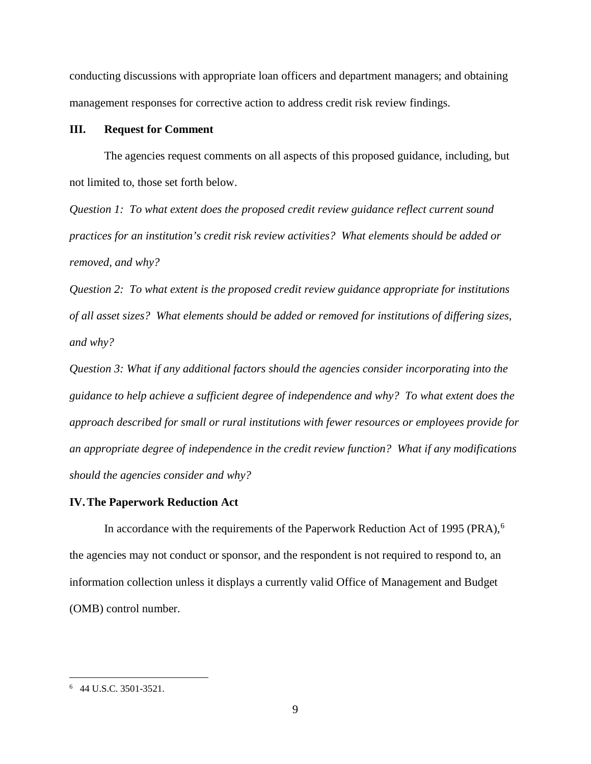conducting discussions with appropriate loan officers and department managers; and obtaining management responses for corrective action to address credit risk review findings.

## III. Request for Comment

The agencies request comments on all aspects of this proposed guidance, including, but not limited to, those set forth below.

*Question 1: To what extent does the proposed credit review guidance reflect current sound practices for an institution's credit risk review activities? What elements should be added or removed, and why?*

*Question 2: To what extent is the proposed credit review guidance appropriate for institutions of all asset sizes? What elements should be added or removed for institutions of differing sizes, and why?*

*Question 3: What if any additional factors should the agencies consider incorporating into the guidance to help achieve a sufficient degree of independence and why? To what extent does the approach described for small or rural institutions with fewer resources or employees provide for an appropriate degree of independence in the credit review function? What if any modifications should the agencies consider and why?*

## IV. The Paperwork Reduction Act

In accordance with the requirements of the Paperwork Reduction Act of 1995 (PRA),[6] the agencies may not conduct or sponsor, and the respondent is not required to respond to, an information collection unless it displays a currently valid Office of Management and Budget (OMB) control number.

---

[6] 44 U.S.C. 3501-3521.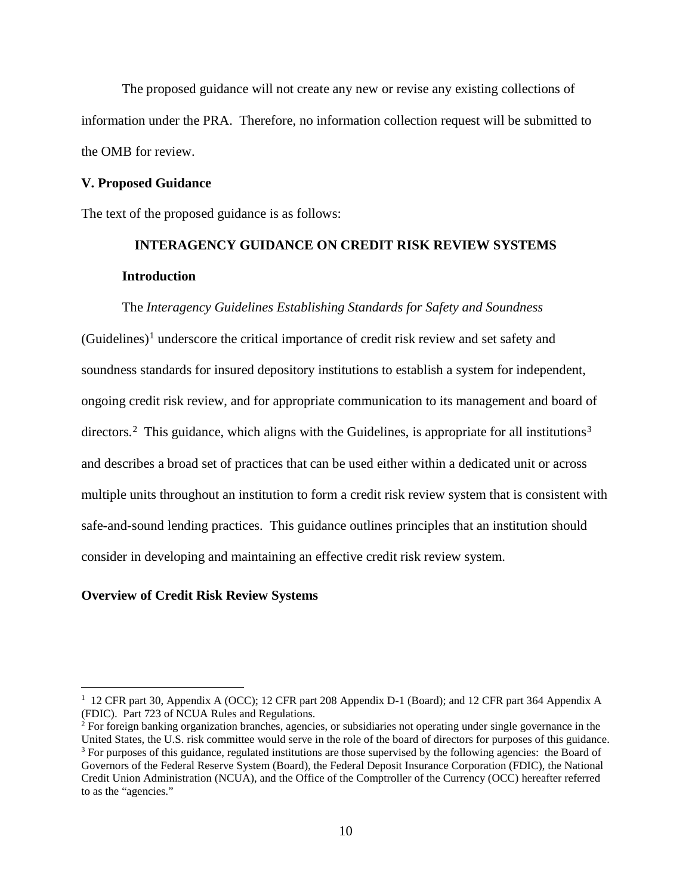The proposed guidance will not create any new or revise any existing collections of information under the PRA. Therefore, no information collection request will be submitted to the OMB for review.

## V. Proposed Guidance

The text of the proposed guidance is as follows:

### INTERAGENCY GUIDANCE ON CREDIT RISK REVIEW SYSTEMS

#### Introduction

The *Interagency Guidelines Establishing Standards for Safety and Soundness* (Guidelines)[1] underscore the critical importance of credit risk review and set safety and soundness standards for insured depository institutions to establish a system for independent, ongoing credit risk review, and for appropriate communication to its management and board of directors.[2] This guidance, which aligns with the Guidelines, is appropriate for all institutions[3] and describes a broad set of practices that can be used either within a dedicated unit or across multiple units throughout an institution to form a credit risk review system that is consistent with safe-and-sound lending practices. This guidance outlines principles that an institution should consider in developing and maintaining an effective credit risk review system.

#### Overview of Credit Risk Review Systems

---

[1] 12 CFR part 30, Appendix A (OCC); 12 CFR part 208 Appendix D-1 (Board); and 12 CFR part 364 Appendix A (FDIC). Part 723 of NCUA Rules and Regulations.

[2] For foreign banking organization branches, agencies, or subsidiaries not operating under single governance in the United States, the U.S. risk committee would serve in the role of the board of directors for purposes of this guidance.

[3] For purposes of this guidance, regulated institutions are those supervised by the following agencies: the Board of Governors of the Federal Reserve System (Board), the Federal Deposit Insurance Corporation (FDIC), the National Credit Union Administration (NCUA), and the Office of the Comptroller of the Currency (OCC) hereafter referred to as the "agencies."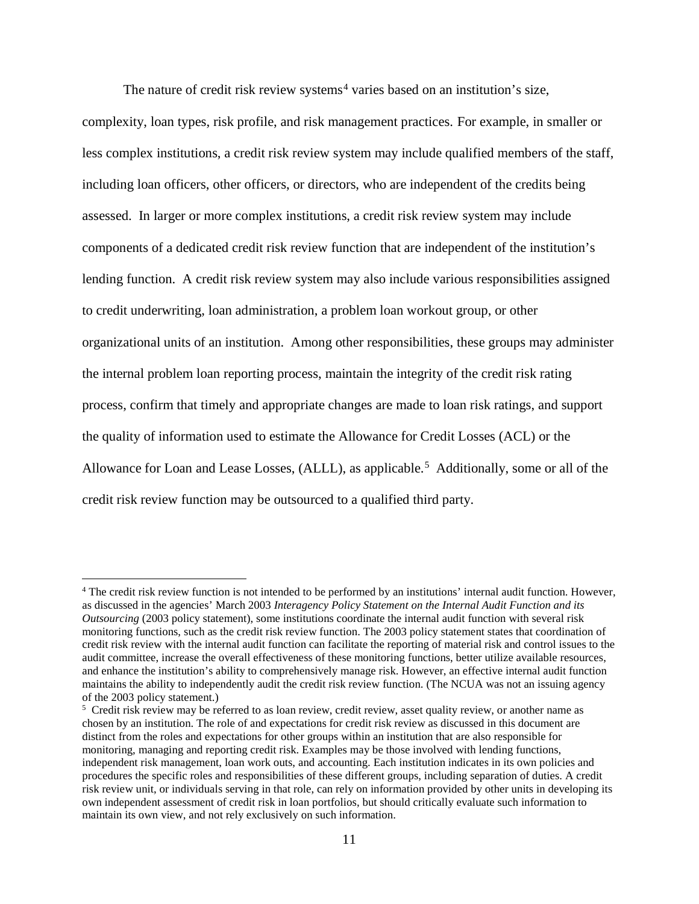The nature of credit risk review systems[4] varies based on an institution's size, complexity, loan types, risk profile, and risk management practices. For example, in smaller or less complex institutions, a credit risk review system may include qualified members of the staff, including loan officers, other officers, or directors, who are independent of the credits being assessed. In larger or more complex institutions, a credit risk review system may include components of a dedicated credit risk review function that are independent of the institution's lending function. A credit risk review system may also include various responsibilities assigned to credit underwriting, loan administration, a problem loan workout group, or other organizational units of an institution. Among other responsibilities, these groups may administer the internal problem loan reporting process, maintain the integrity of the credit risk rating process, confirm that timely and appropriate changes are made to loan risk ratings, and support the quality of information used to estimate the Allowance for Credit Losses (ACL) or the Allowance for Loan and Lease Losses, (ALLL), as applicable.[5] Additionally, some or all of the credit risk review function may be outsourced to a qualified third party.

---

[4] The credit risk review function is not intended to be performed by an institutions' internal audit function. However, as discussed in the agencies' March 2003 *Interagency Policy Statement on the Internal Audit Function and its Outsourcing* (2003 policy statement), some institutions coordinate the internal audit function with several risk monitoring functions, such as the credit risk review function. The 2003 policy statement states that coordination of credit risk review with the internal audit function can facilitate the reporting of material risk and control issues to the audit committee, increase the overall effectiveness of these monitoring functions, better utilize available resources, and enhance the institution's ability to comprehensively manage risk. However, an effective internal audit function maintains the ability to independently audit the credit risk review function. (The NCUA was not an issuing agency of the 2003 policy statement.)

[5] Credit risk review may be referred to as loan review, credit review, asset quality review, or another name as chosen by an institution. The role of and expectations for credit risk review as discussed in this document are distinct from the roles and expectations for other groups within an institution that are also responsible for monitoring, managing and reporting credit risk. Examples may be those involved with lending functions, independent risk management, loan work outs, and accounting. Each institution indicates in its own policies and procedures the specific roles and responsibilities of these different groups, including separation of duties. A credit risk review unit, or individuals serving in that role, can rely on information provided by other units in developing its own independent assessment of credit risk in loan portfolios, but should critically evaluate such information to maintain its own view, and not rely exclusively on such information.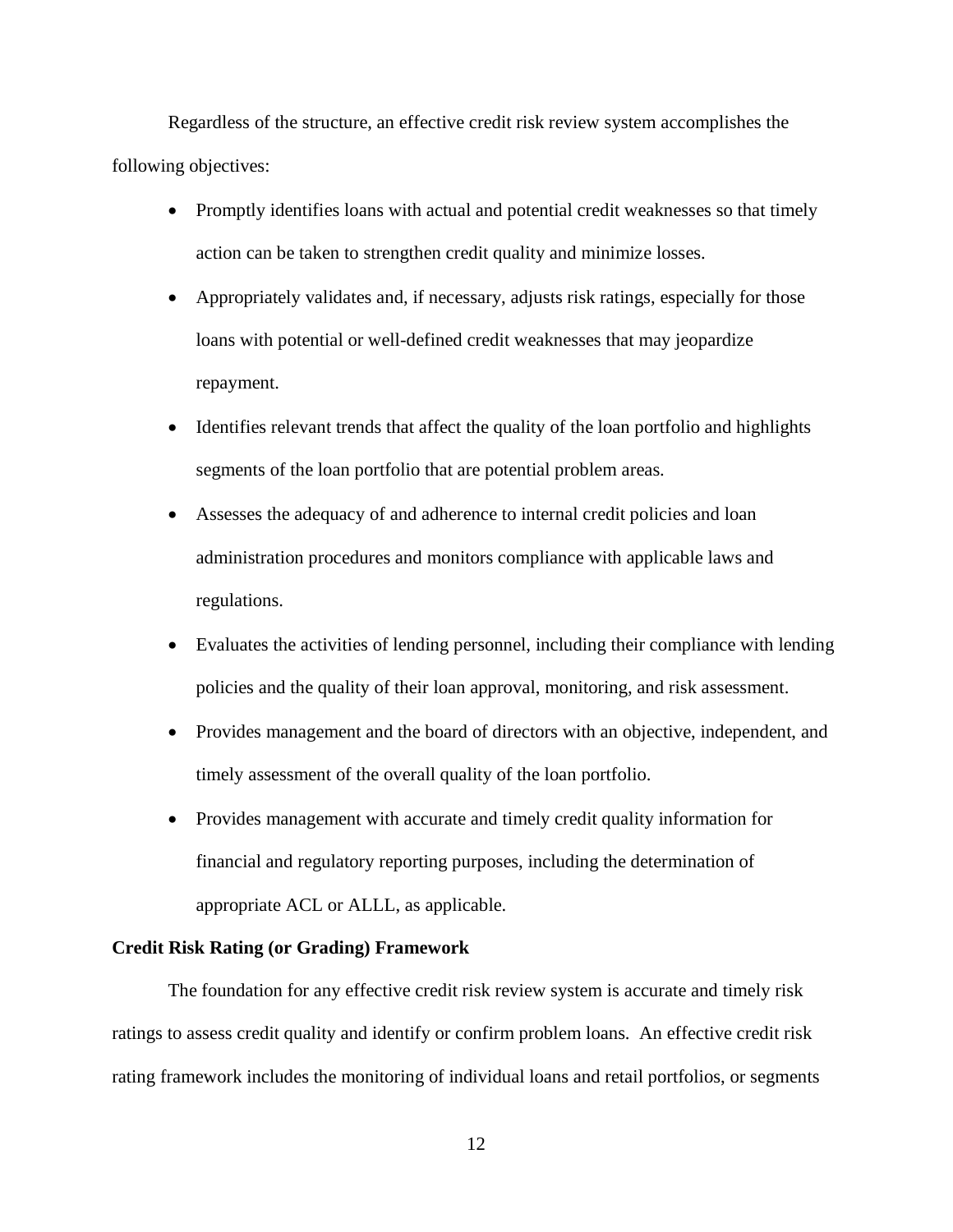Regardless of the structure, an effective credit risk review system accomplishes the following objectives:

- Promptly identifies loans with actual and potential credit weaknesses so that timely action can be taken to strengthen credit quality and minimize losses.
- Appropriately validates and, if necessary, adjusts risk ratings, especially for those loans with potential or well-defined credit weaknesses that may jeopardize repayment.
- Identifies relevant trends that affect the quality of the loan portfolio and highlights segments of the loan portfolio that are potential problem areas.
- Assesses the adequacy of and adherence to internal credit policies and loan administration procedures and monitors compliance with applicable laws and regulations.
- Evaluates the activities of lending personnel, including their compliance with lending policies and the quality of their loan approval, monitoring, and risk assessment.
- Provides management and the board of directors with an objective, independent, and timely assessment of the overall quality of the loan portfolio.
- Provides management with accurate and timely credit quality information for financial and regulatory reporting purposes, including the determination of appropriate ACL or ALLL, as applicable.

**Credit Risk Rating (or Grading) Framework**

The foundation for any effective credit risk review system is accurate and timely risk ratings to assess credit quality and identify or confirm problem loans. An effective credit risk rating framework includes the monitoring of individual loans and retail portfolios, or segments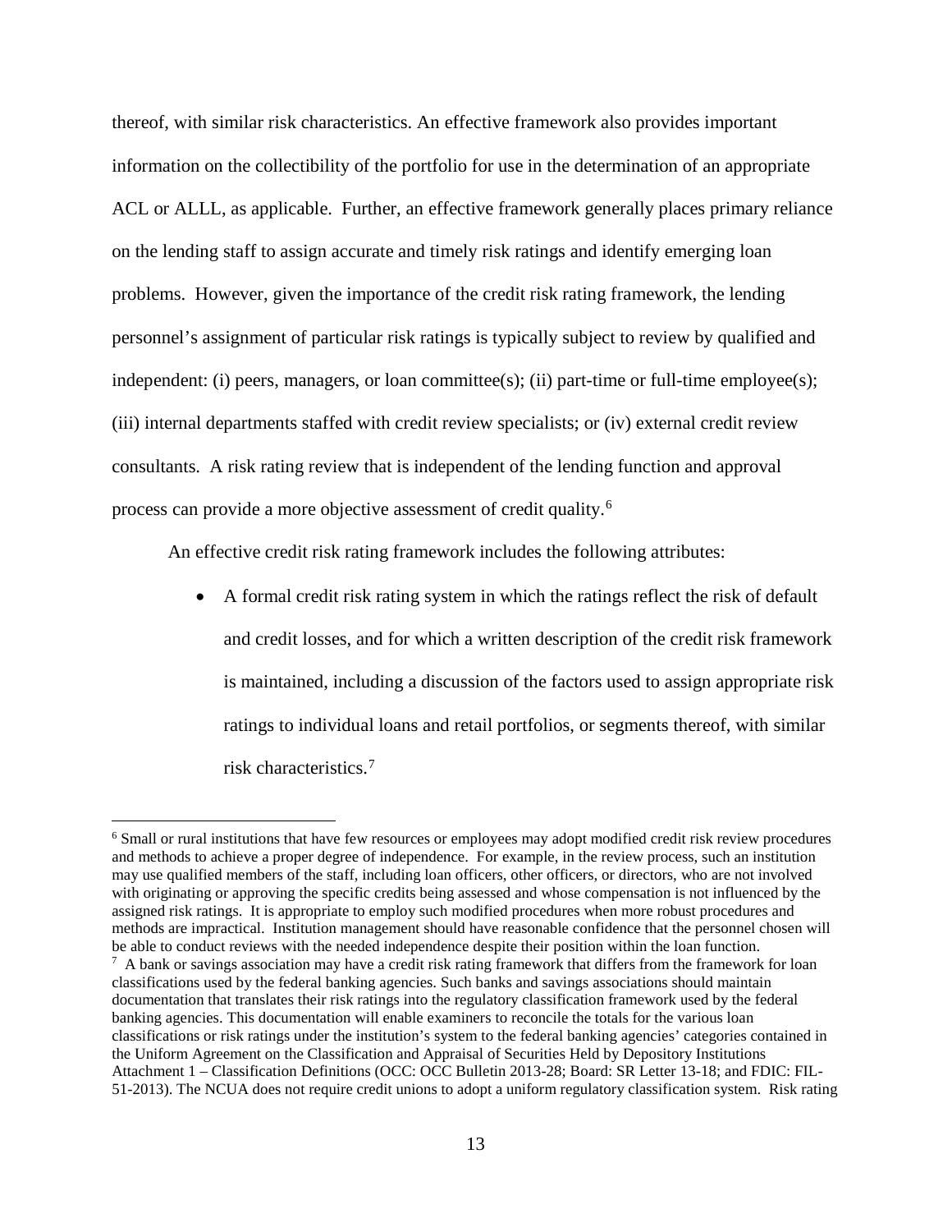thereof, with similar risk characteristics. An effective framework also provides important information on the collectibility of the portfolio for use in the determination of an appropriate ACL or ALLL, as applicable. Further, an effective framework generally places primary reliance on the lending staff to assign accurate and timely risk ratings and identify emerging loan problems. However, given the importance of the credit risk rating framework, the lending personnel's assignment of particular risk ratings is typically subject to review by qualified and independent: (i) peers, managers, or loan committee(s); (ii) part-time or full-time employee(s); (iii) internal departments staffed with credit review specialists; or (iv) external credit review consultants. A risk rating review that is independent of the lending function and approval process can provide a more objective assessment of credit quality.[6]

An effective credit risk rating framework includes the following attributes:

- A formal credit risk rating system in which the ratings reflect the risk of default and credit losses, and for which a written description of the credit risk framework is maintained, including a discussion of the factors used to assign appropriate risk ratings to individual loans and retail portfolios, or segments thereof, with similar risk characteristics.[7]

[6] Small or rural institutions that have few resources or employees may adopt modified credit risk review procedures and methods to achieve a proper degree of independence. For example, in the review process, such an institution may use qualified members of the staff, including loan officers, other officers, or directors, who are not involved with originating or approving the specific credits being assessed and whose compensation is not influenced by the assigned risk ratings. It is appropriate to employ such modified procedures when more robust procedures and methods are impractical. Institution management should have reasonable confidence that the personnel chosen will be able to conduct reviews with the needed independence despite their position within the loan function.

[7] A bank or savings association may have a credit risk rating framework that differs from the framework for loan classifications used by the federal banking agencies. Such banks and savings associations should maintain documentation that translates their risk ratings into the regulatory classification framework used by the federal banking agencies. This documentation will enable examiners to reconcile the totals for the various loan classifications or risk ratings under the institution's system to the federal banking agencies' categories contained in the Uniform Agreement on the Classification and Appraisal of Securities Held by Depository Institutions Attachment 1 – Classification Definitions (OCC: OCC Bulletin 2013-28; Board: SR Letter 13-18; and FDIC: FIL-51-2013). The NCUA does not require credit unions to adopt a uniform regulatory classification system. Risk rating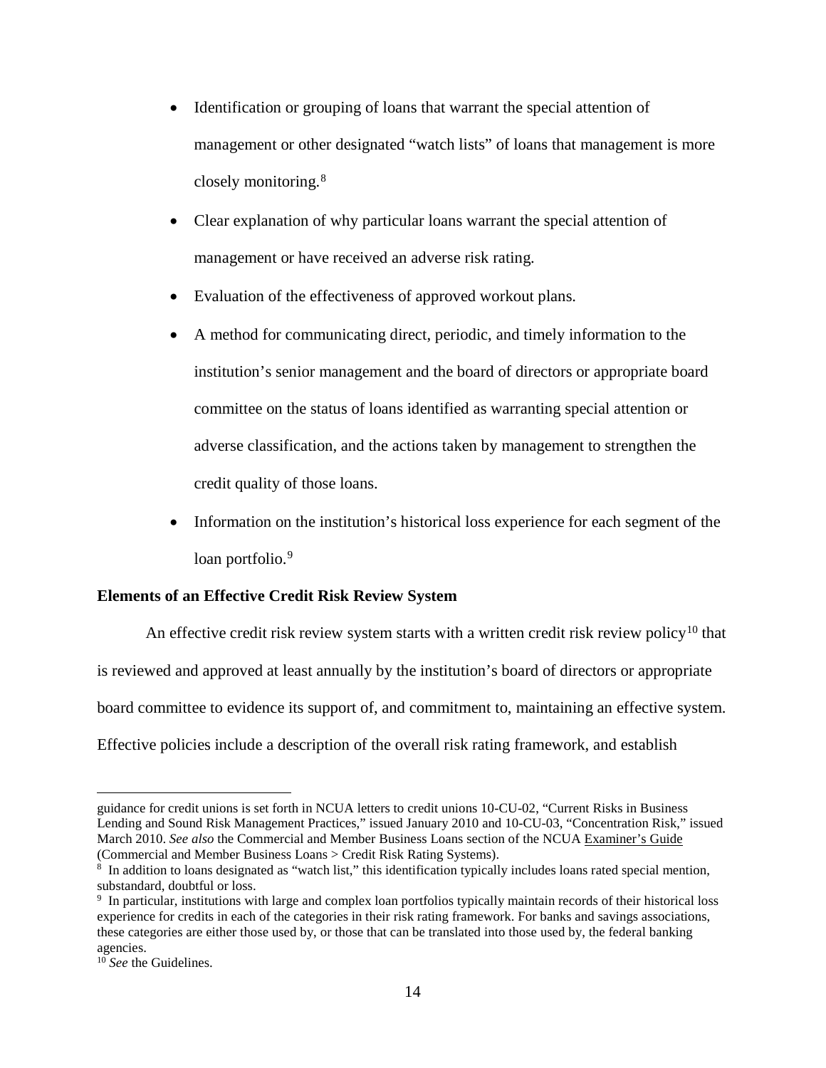- Identification or grouping of loans that warrant the special attention of management or other designated "watch lists" of loans that management is more closely monitoring.[8]
- Clear explanation of why particular loans warrant the special attention of management or have received an adverse risk rating.
- Evaluation of the effectiveness of approved workout plans.
- A method for communicating direct, periodic, and timely information to the institution's senior management and the board of directors or appropriate board committee on the status of loans identified as warranting special attention or adverse classification, and the actions taken by management to strengthen the credit quality of those loans.
- Information on the institution's historical loss experience for each segment of the loan portfolio.[9]

**Elements of an Effective Credit Risk Review System**

An effective credit risk review system starts with a written credit risk review policy[10] that is reviewed and approved at least annually by the institution's board of directors or appropriate board committee to evidence its support of, and commitment to, maintaining an effective system. Effective policies include a description of the overall risk rating framework, and establish

---

guidance for credit unions is set forth in NCUA letters to credit unions 10-CU-02, "Current Risks in Business Lending and Sound Risk Management Practices," issued January 2010 and 10-CU-03, "Concentration Risk," issued March 2010. *See also* the Commercial and Member Business Loans section of the NCUA Examiner's Guide (Commercial and Member Business Loans > Credit Risk Rating Systems).

[8] In addition to loans designated as "watch list," this identification typically includes loans rated special mention, substandard, doubtful or loss.

[9] In particular, institutions with large and complex loan portfolios typically maintain records of their historical loss experience for credits in each of the categories in their risk rating framework. For banks and savings associations, these categories are either those used by, or those that can be translated into those used by, the federal banking agencies.

[10] *See* the Guidelines.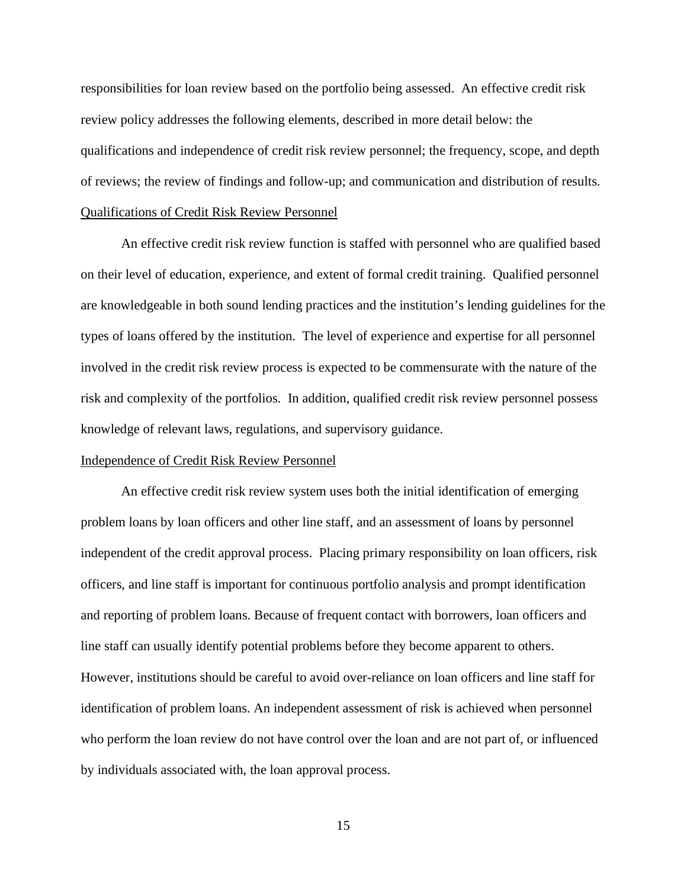responsibilities for loan review based on the portfolio being assessed. An effective credit risk review policy addresses the following elements, described in more detail below: the qualifications and independence of credit risk review personnel; the frequency, scope, and depth of reviews; the review of findings and follow-up; and communication and distribution of results.

Qualifications of Credit Risk Review Personnel

An effective credit risk review function is staffed with personnel who are qualified based on their level of education, experience, and extent of formal credit training. Qualified personnel are knowledgeable in both sound lending practices and the institution's lending guidelines for the types of loans offered by the institution. The level of experience and expertise for all personnel involved in the credit risk review process is expected to be commensurate with the nature of the risk and complexity of the portfolios. In addition, qualified credit risk review personnel possess knowledge of relevant laws, regulations, and supervisory guidance.

Independence of Credit Risk Review Personnel

An effective credit risk review system uses both the initial identification of emerging problem loans by loan officers and other line staff, and an assessment of loans by personnel independent of the credit approval process. Placing primary responsibility on loan officers, risk officers, and line staff is important for continuous portfolio analysis and prompt identification and reporting of problem loans. Because of frequent contact with borrowers, loan officers and line staff can usually identify potential problems before they become apparent to others. However, institutions should be careful to avoid over-reliance on loan officers and line staff for identification of problem loans. An independent assessment of risk is achieved when personnel who perform the loan review do not have control over the loan and are not part of, or influenced by individuals associated with, the loan approval process.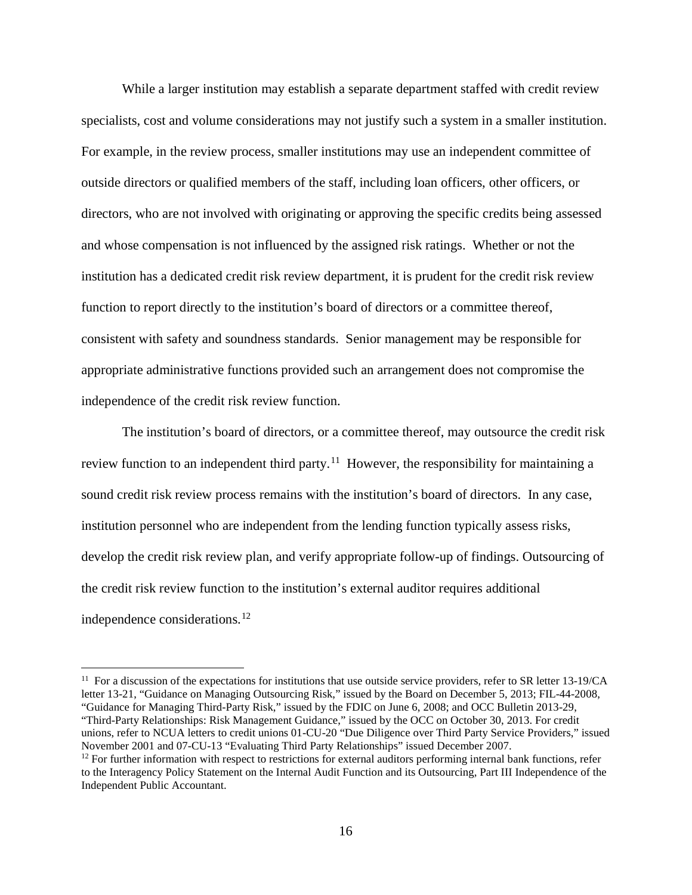While a larger institution may establish a separate department staffed with credit review specialists, cost and volume considerations may not justify such a system in a smaller institution. For example, in the review process, smaller institutions may use an independent committee of outside directors or qualified members of the staff, including loan officers, other officers, or directors, who are not involved with originating or approving the specific credits being assessed and whose compensation is not influenced by the assigned risk ratings. Whether or not the institution has a dedicated credit risk review department, it is prudent for the credit risk review function to report directly to the institution's board of directors or a committee thereof, consistent with safety and soundness standards. Senior management may be responsible for appropriate administrative functions provided such an arrangement does not compromise the independence of the credit risk review function.

The institution's board of directors, or a committee thereof, may outsource the credit risk review function to an independent third party.[11] However, the responsibility for maintaining a sound credit risk review process remains with the institution's board of directors. In any case, institution personnel who are independent from the lending function typically assess risks, develop the credit risk review plan, and verify appropriate follow-up of findings. Outsourcing of the credit risk review function to the institution's external auditor requires additional independence considerations.[12]

---

[11] For a discussion of the expectations for institutions that use outside service providers, refer to SR letter 13-19/CA letter 13-21, "Guidance on Managing Outsourcing Risk," issued by the Board on December 5, 2013; FIL-44-2008, "Guidance for Managing Third-Party Risk," issued by the FDIC on June 6, 2008; and OCC Bulletin 2013-29, "Third-Party Relationships: Risk Management Guidance," issued by the OCC on October 30, 2013. For credit unions, refer to NCUA letters to credit unions 01-CU-20 "Due Diligence over Third Party Service Providers," issued November 2001 and 07-CU-13 "Evaluating Third Party Relationships" issued December 2007.

[12] For further information with respect to restrictions for external auditors performing internal bank functions, refer to the Interagency Policy Statement on the Internal Audit Function and its Outsourcing, Part III Independence of the Independent Public Accountant.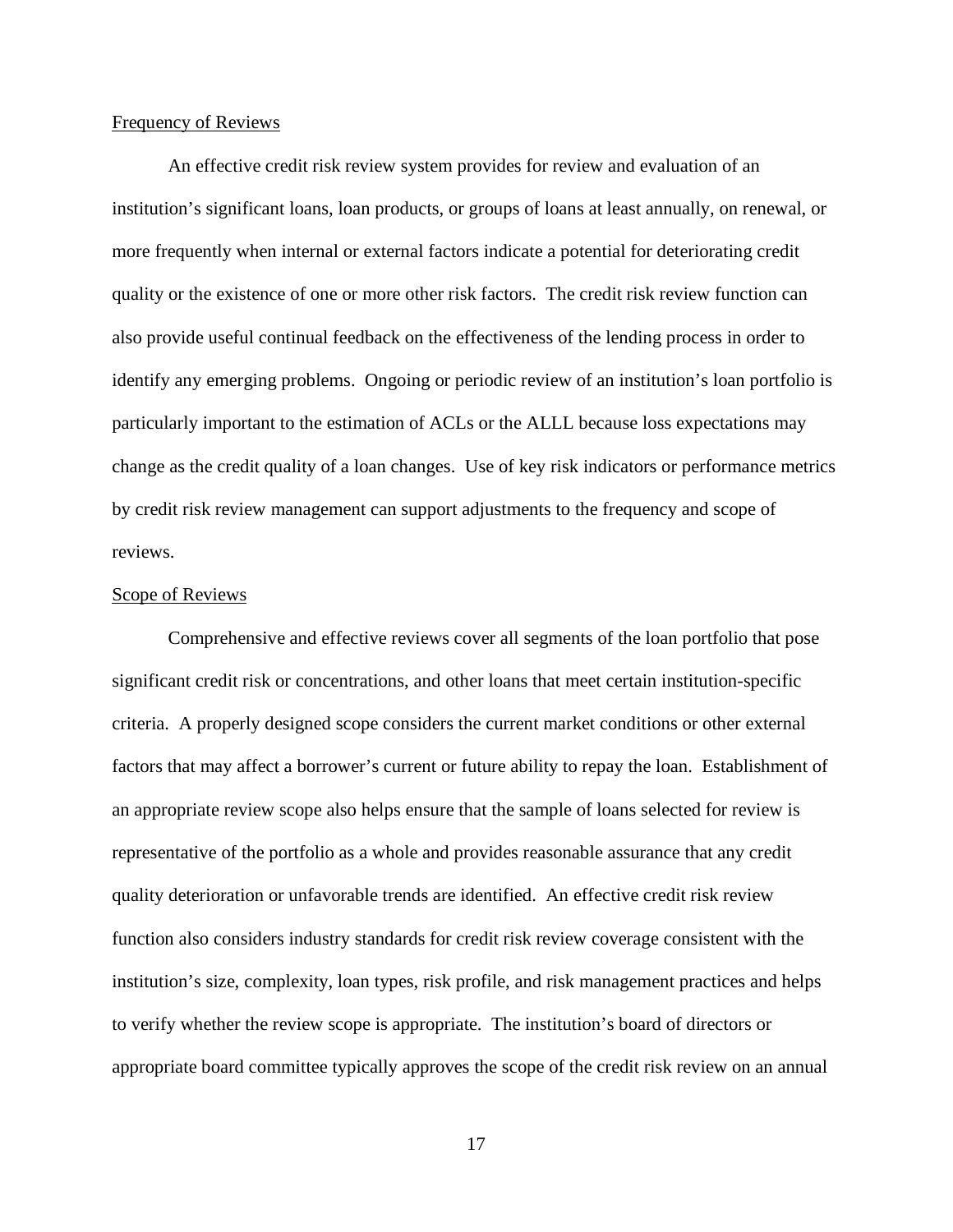Frequency of Reviews

An effective credit risk review system provides for review and evaluation of an institution's significant loans, loan products, or groups of loans at least annually, on renewal, or more frequently when internal or external factors indicate a potential for deteriorating credit quality or the existence of one or more other risk factors. The credit risk review function can also provide useful continual feedback on the effectiveness of the lending process in order to identify any emerging problems. Ongoing or periodic review of an institution's loan portfolio is particularly important to the estimation of ACLs or the ALLL because loss expectations may change as the credit quality of a loan changes. Use of key risk indicators or performance metrics by credit risk review management can support adjustments to the frequency and scope of reviews.

Scope of Reviews

Comprehensive and effective reviews cover all segments of the loan portfolio that pose significant credit risk or concentrations, and other loans that meet certain institution-specific criteria. A properly designed scope considers the current market conditions or other external factors that may affect a borrower's current or future ability to repay the loan. Establishment of an appropriate review scope also helps ensure that the sample of loans selected for review is representative of the portfolio as a whole and provides reasonable assurance that any credit quality deterioration or unfavorable trends are identified. An effective credit risk review function also considers industry standards for credit risk review coverage consistent with the institution's size, complexity, loan types, risk profile, and risk management practices and helps to verify whether the review scope is appropriate. The institution's board of directors or appropriate board committee typically approves the scope of the credit risk review on an annual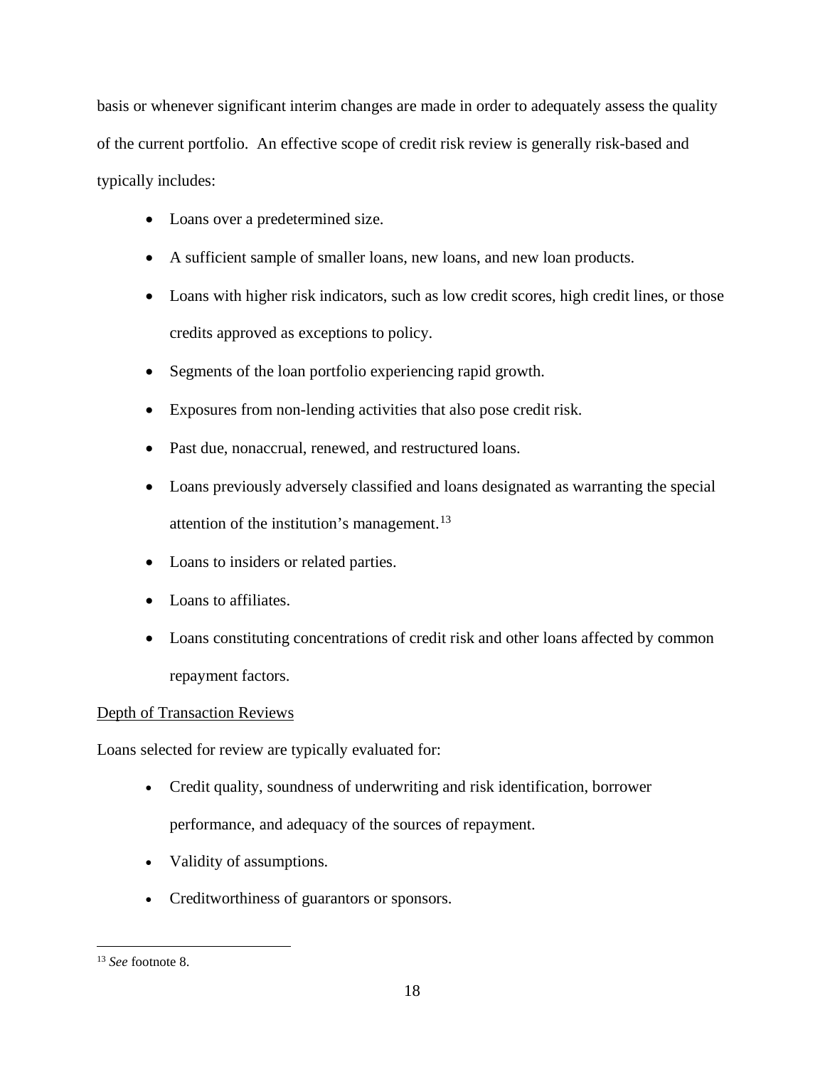basis or whenever significant interim changes are made in order to adequately assess the quality of the current portfolio. An effective scope of credit risk review is generally risk-based and typically includes:

- Loans over a predetermined size.
- A sufficient sample of smaller loans, new loans, and new loan products.
- Loans with higher risk indicators, such as low credit scores, high credit lines, or those credits approved as exceptions to policy.
- Segments of the loan portfolio experiencing rapid growth.
- Exposures from non-lending activities that also pose credit risk.
- Past due, nonaccrual, renewed, and restructured loans.
- Loans previously adversely classified and loans designated as warranting the special attention of the institution's management.[13]
- Loans to insiders or related parties.
- Loans to affiliates.
- Loans constituting concentrations of credit risk and other loans affected by common repayment factors.

<u>Depth of Transaction Reviews</u>

Loans selected for review are typically evaluated for:

- Credit quality, soundness of underwriting and risk identification, borrower performance, and adequacy of the sources of repayment.
- Validity of assumptions.
- Creditworthiness of guarantors or sponsors.

---

[13] *See* footnote 8.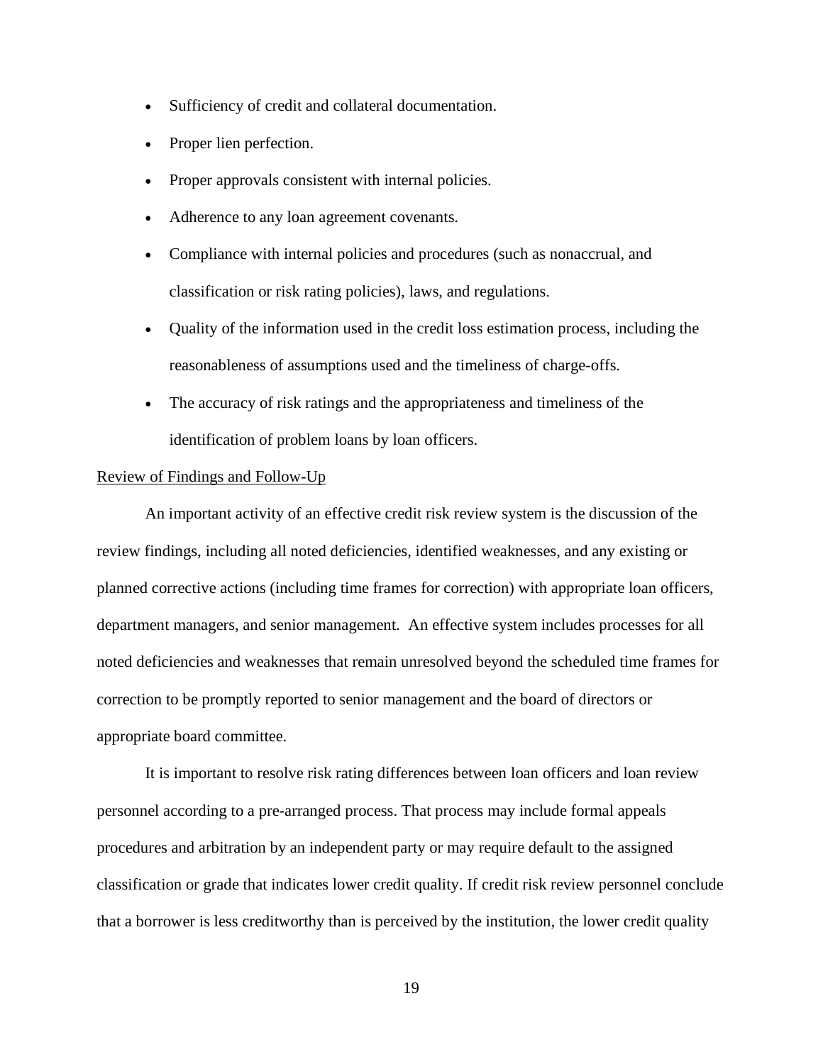- Sufficiency of credit and collateral documentation.
- Proper lien perfection.
- Proper approvals consistent with internal policies.
- Adherence to any loan agreement covenants.
- Compliance with internal policies and procedures (such as nonaccrual, and classification or risk rating policies), laws, and regulations.
- Quality of the information used in the credit loss estimation process, including the reasonableness of assumptions used and the timeliness of charge-offs.
- The accuracy of risk ratings and the appropriateness and timeliness of the identification of problem loans by loan officers.

<u>Review of Findings and Follow-Up</u>

An important activity of an effective credit risk review system is the discussion of the review findings, including all noted deficiencies, identified weaknesses, and any existing or planned corrective actions (including time frames for correction) with appropriate loan officers, department managers, and senior management. An effective system includes processes for all noted deficiencies and weaknesses that remain unresolved beyond the scheduled time frames for correction to be promptly reported to senior management and the board of directors or appropriate board committee.

It is important to resolve risk rating differences between loan officers and loan review personnel according to a pre-arranged process. That process may include formal appeals procedures and arbitration by an independent party or may require default to the assigned classification or grade that indicates lower credit quality. If credit risk review personnel conclude that a borrower is less creditworthy than is perceived by the institution, the lower credit quality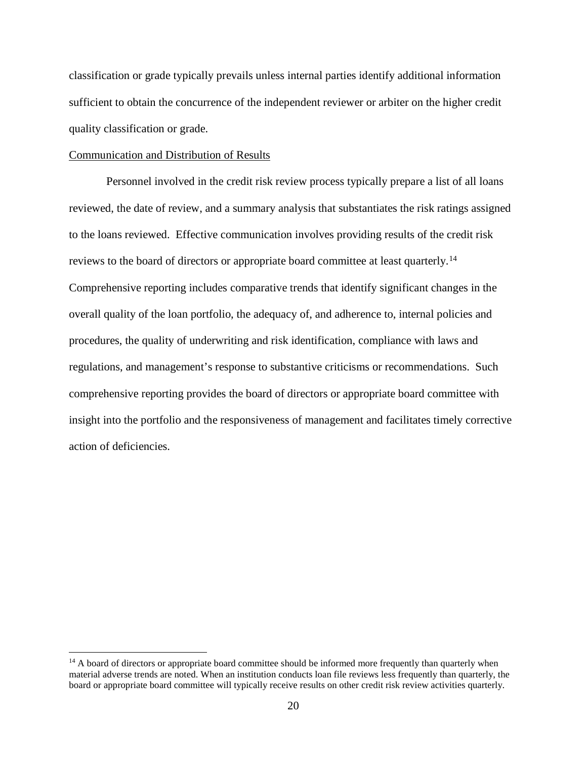classification or grade typically prevails unless internal parties identify additional information sufficient to obtain the concurrence of the independent reviewer or arbiter on the higher credit quality classification or grade.

<u>Communication and Distribution of Results</u>

Personnel involved in the credit risk review process typically prepare a list of all loans reviewed, the date of review, and a summary analysis that substantiates the risk ratings assigned to the loans reviewed. Effective communication involves providing results of the credit risk reviews to the board of directors or appropriate board committee at least quarterly.[14] Comprehensive reporting includes comparative trends that identify significant changes in the overall quality of the loan portfolio, the adequacy of, and adherence to, internal policies and procedures, the quality of underwriting and risk identification, compliance with laws and regulations, and management's response to substantive criticisms or recommendations. Such comprehensive reporting provides the board of directors or appropriate board committee with insight into the portfolio and the responsiveness of management and facilitates timely corrective action of deficiencies.

---

[14] A board of directors or appropriate board committee should be informed more frequently than quarterly when material adverse trends are noted. When an institution conducts loan file reviews less frequently than quarterly, the board or appropriate board committee will typically receive results on other credit risk review activities quarterly.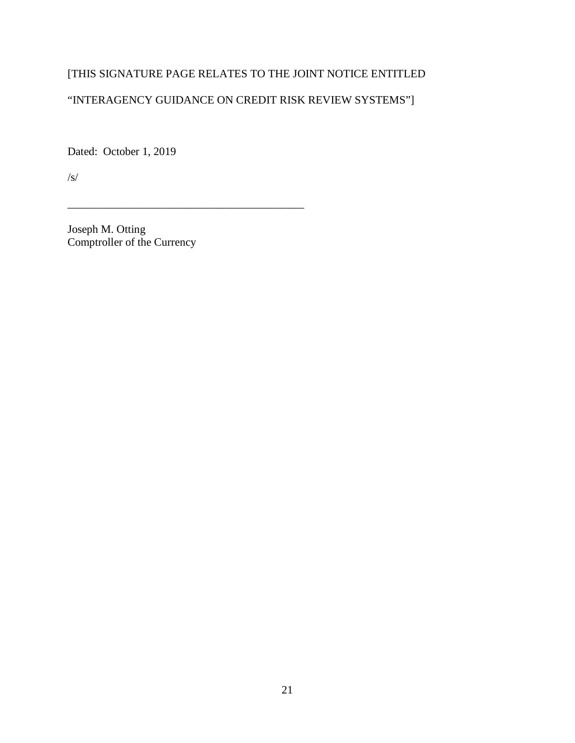[THIS SIGNATURE PAGE RELATES TO THE JOINT NOTICE ENTITLED

"INTERAGENCY GUIDANCE ON CREDIT RISK REVIEW SYSTEMS"]

Dated: October 1, 2019

/s/

\_\_\_\_\_\_\_\_\_\_\_\_\_\_\_\_\_\_\_\_\_\_\_\_\_\_\_\_\_\_\_\_\_\_\_\_\_\_\_\_\_\_

Joseph M. Otting
Comptroller of the Currency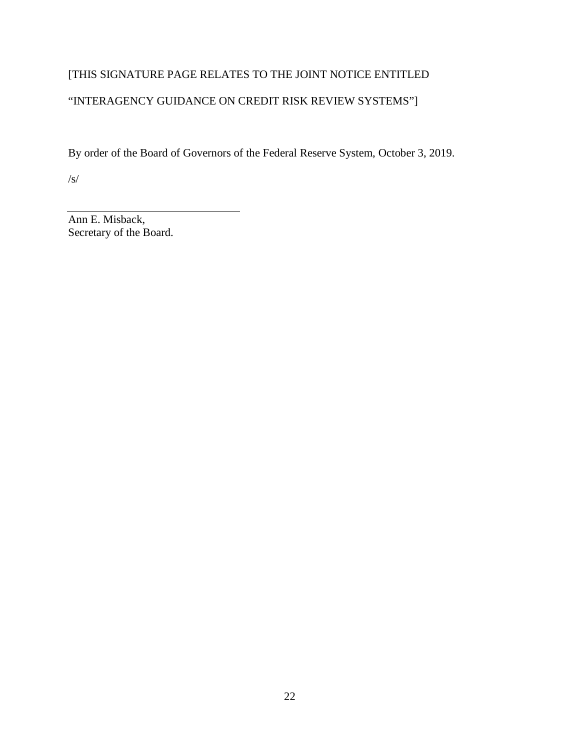[THIS SIGNATURE PAGE RELATES TO THE JOINT NOTICE ENTITLED

"INTERAGENCY GUIDANCE ON CREDIT RISK REVIEW SYSTEMS"]

By order of the Board of Governors of the Federal Reserve System, October 3, 2019.

/s/

Ann E. Misback,
Secretary of the Board.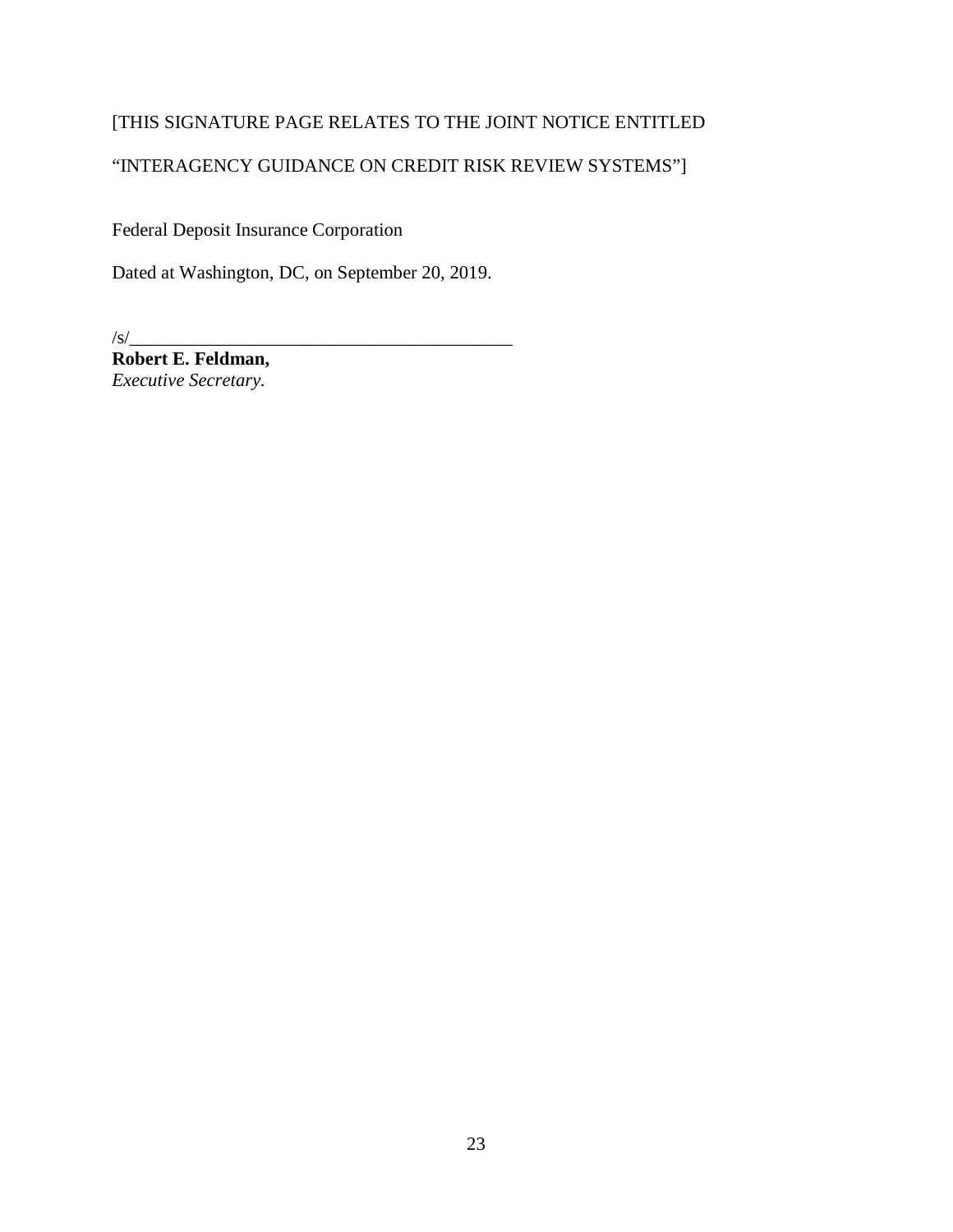[THIS SIGNATURE PAGE RELATES TO THE JOINT NOTICE ENTITLED

"INTERAGENCY GUIDANCE ON CREDIT RISK REVIEW SYSTEMS"]

Federal Deposit Insurance Corporation

Dated at Washington, DC, on September 20, 2019.

/s/__________________________________________

**Robert E. Feldman,**
*Executive Secretary.*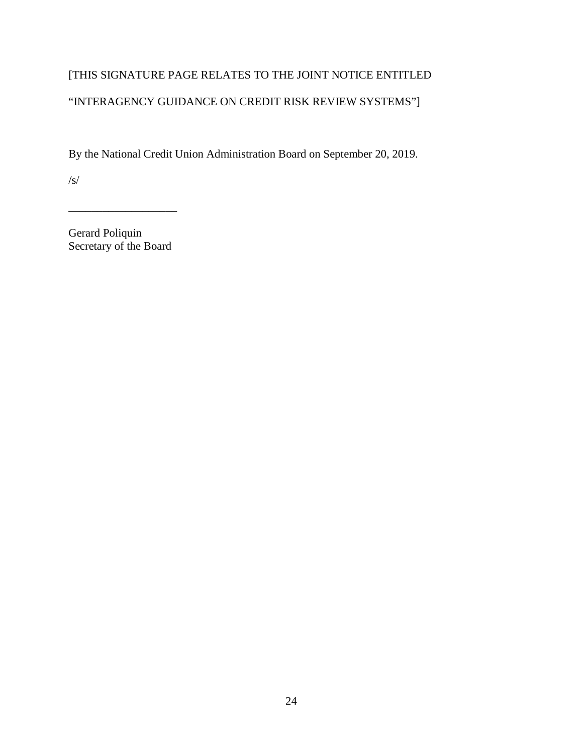[THIS SIGNATURE PAGE RELATES TO THE JOINT NOTICE ENTITLED

“INTERAGENCY GUIDANCE ON CREDIT RISK REVIEW SYSTEMS”]

By the National Credit Union Administration Board on September 20, 2019.

/s/

___________________

Gerard Poliquin
Secretary of the Board